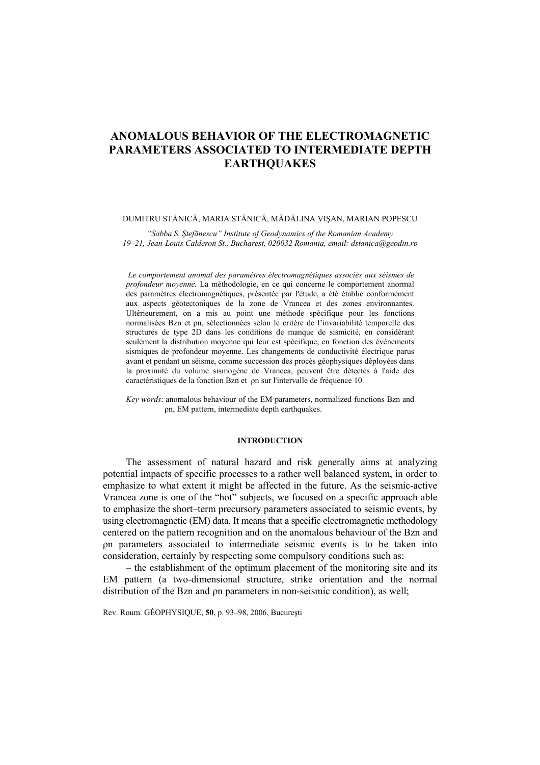# ANOMALOUS BEHAVIOR OF THE ELECTROMAGNETIC PARAMETERS ASSOCIATED TO INTERMEDIATE DEPTH EARTHQUAKES

DUMITRU STĂNICĂ, MARIA STĂNICĂ, MĂDĂLINA VIŞAN, MARIAN POPESCU

*"Sabba S. Ştefănescu" Institute of Geodynamics of the Romanian Academy*
*19–21, Jean-Louis Calderon St., Bucharest, 020032 Romania, email: dstanica@geodin.ro*

*Le comportement anomal des paramètres électromagnétiques associés aux séismes de profondeur moyenne.* La méthodologie, en ce qui concerne le comportement anormal des paramètres électromagnétiques, présentée par l'étude, a été établie conformément aux aspects géotectoniques de la zone de Vrancea et des zones environnantes. Ultérieurement, on a mis au point une méthode spécifique pour les fonctions normalisées Bzn et ρn, sélectionnées selon le critère de l'invariabilité temporelle des structures de type 2D dans les conditions de manque de sismicité, en considérant seulement la distribution moyenne qui leur est spécifique, en fonction des événements sismiques de profondeur moyenne. Les changements de conductivité électrique parus avant et pendant un séisme, comme succession des procès géophysiques déployées dans la proximité du volume sismogène de Vrancea, peuvent être détectés à l'aide des caractéristiques de la fonction Bzn et ρn sur l'intervalle de fréquence 10.

*Key words*: anomalous behaviour of the EM parameters, normalized functions Bzn and ρn, EM pattern, intermediate depth earthquakes.

## INTRODUCTION

The assessment of natural hazard and risk generally aims at analyzing potential impacts of specific processes to a rather well balanced system, in order to emphasize to what extent it might be affected in the future. As the seismic-active Vrancea zone is one of the "hot" subjects, we focused on a specific approach able to emphasize the short–term precursory parameters associated to seismic events, by using electromagnetic (EM) data. It means that a specific electromagnetic methodology centered on the pattern recognition and on the anomalous behaviour of the Bzn and ρn parameters associated to intermediate seismic events is to be taken into consideration, certainly by respecting some compulsory conditions such as:

– the establishment of the optimum placement of the monitoring site and its EM pattern (a two-dimensional structure, strike orientation and the normal distribution of the Bzn and ρn parameters in non-seismic condition), as well;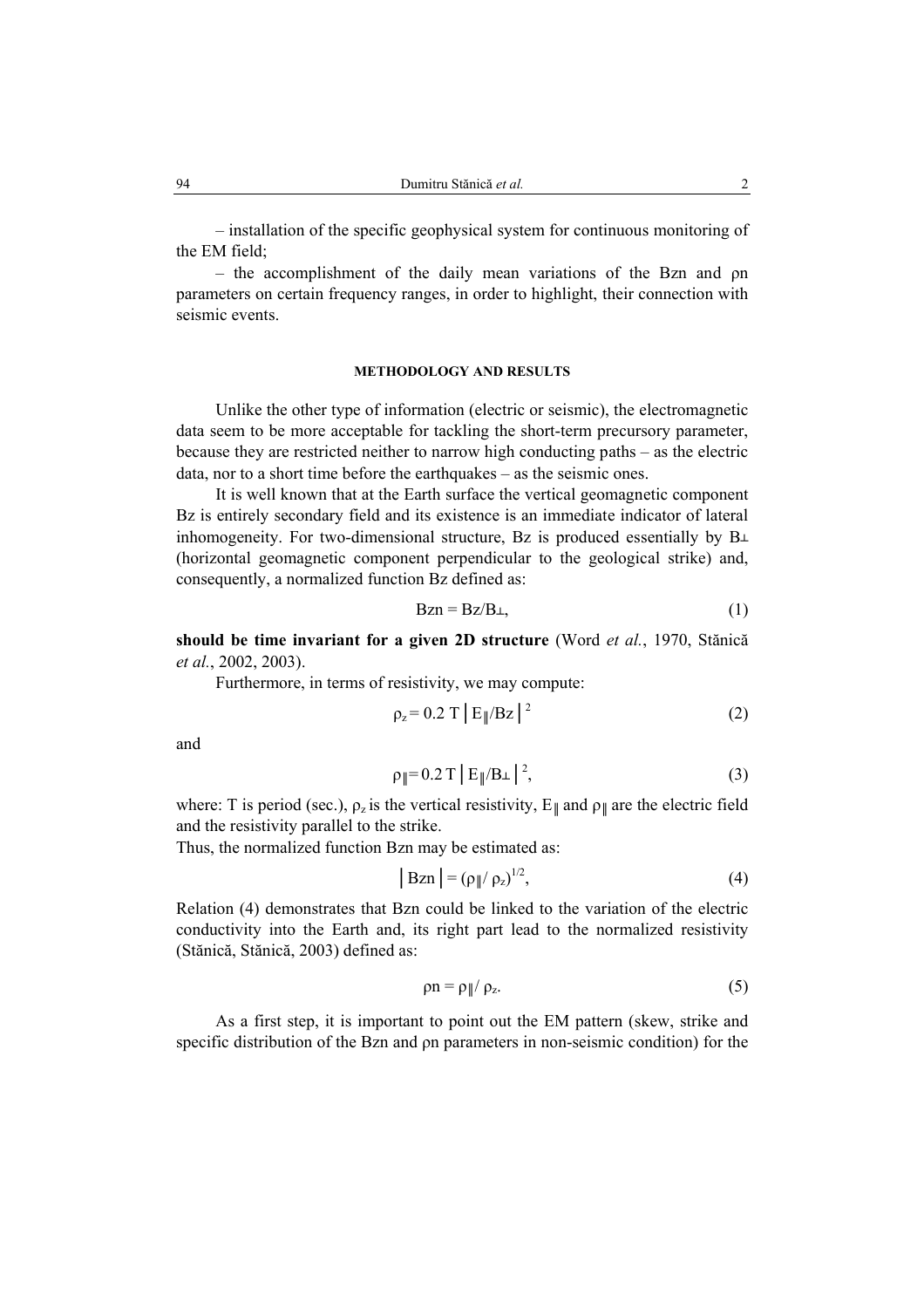– installation of the specific geophysical system for continuous monitoring of the EM field;

– the accomplishment of the daily mean variations of the Bzn and ρn parameters on certain frequency ranges, in order to highlight, their connection with seismic events.

## METHODOLOGY AND RESULTS

Unlike the other type of information (electric or seismic), the electromagnetic data seem to be more acceptable for tackling the short-term precursory parameter, because they are restricted neither to narrow high conducting paths – as the electric data, nor to a short time before the earthquakes – as the seismic ones.

It is well known that at the Earth surface the vertical geomagnetic component Bz is entirely secondary field and its existence is an immediate indicator of lateral inhomogeneity. For two-dimensional structure, Bz is produced essentially by $B_\perp$ (horizontal geomagnetic component perpendicular to the geological strike) and, consequently, a normalized function Bz defined as:

$$\mathrm{Bzn} = \mathrm{Bz}/\mathrm{B}_\perp, \tag{1}$$

**should be time invariant for a given 2D structure** (Word *et al.*, 1970, Stănică *et al.*, 2002, 2003).

Furthermore, in terms of resistivity, we may compute:

$$\rho_z = 0.2\, T \left| E_\parallel / Bz \right|^2 \tag{2}$$

and

$$\rho_\parallel = 0.2\, T \left| E_\parallel / B_\perp \right|^2, \tag{3}$$

where: T is period (sec.), $\rho_z$ is the vertical resistivity, $E_\parallel$ and $\rho_\parallel$ are the electric field and the resistivity parallel to the strike.

Thus, the normalized function Bzn may be estimated as:

$$\left| \mathrm{Bzn} \right| = (\rho_\parallel / \rho_z)^{1/2}, \tag{4}$$

Relation (4) demonstrates that Bzn could be linked to the variation of the electric conductivity into the Earth and, its right part lead to the normalized resistivity (Stănică, Stănică, 2003) defined as:

$$\rho n = \rho_\parallel / \rho_z. \tag{5}$$

As a first step, it is important to point out the EM pattern (skew, strike and specific distribution of the Bzn and ρn parameters in non-seismic condition) for the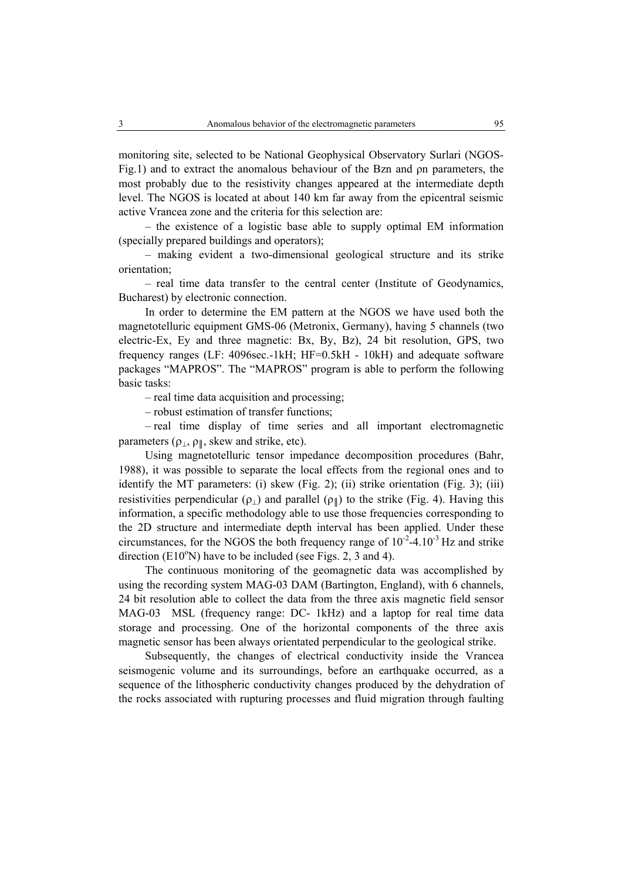monitoring site, selected to be National Geophysical Observatory Surlari (NGOS-Fig.1) and to extract the anomalous behaviour of the Bzn and ρn parameters, the most probably due to the resistivity changes appeared at the intermediate depth level. The NGOS is located at about 140 km far away from the epicentral seismic active Vrancea zone and the criteria for this selection are:

– the existence of a logistic base able to supply optimal EM information (specially prepared buildings and operators);

– making evident a two-dimensional geological structure and its strike orientation;

– real time data transfer to the central center (Institute of Geodynamics, Bucharest) by electronic connection.

In order to determine the EM pattern at the NGOS we have used both the magnetotelluric equipment GMS-06 (Metronix, Germany), having 5 channels (two electric-Ex, Ey and three magnetic: Bx, By, Bz), 24 bit resolution, GPS, two frequency ranges (LF: 4096sec.-1kH; HF=0.5kH - 10kH) and adequate software packages "MAPROS". The "MAPROS" program is able to perform the following basic tasks:

– real time data acquisition and processing;

– robust estimation of transfer functions;

– real time display of time series and all important electromagnetic parameters ($\rho_{\perp}$, $\rho_{\parallel}$, skew and strike, etc).

Using magnetotelluric tensor impedance decomposition procedures (Bahr, 1988), it was possible to separate the local effects from the regional ones and to identify the MT parameters: (i) skew (Fig. 2); (ii) strike orientation (Fig. 3); (iii) resistivities perpendicular ($\rho_{\perp}$) and parallel ($\rho_{\parallel}$) to the strike (Fig. 4). Having this information, a specific methodology able to use those frequencies corresponding to the 2D structure and intermediate depth interval has been applied. Under these circumstances, for the NGOS the both frequency range of $10^{-2}$-$4.10^{-3}$ Hz and strike direction (E10$^{o}$N) have to be included (see Figs. 2, 3 and 4).

The continuous monitoring of the geomagnetic data was accomplished by using the recording system MAG-03 DAM (Bartington, England), with 6 channels, 24 bit resolution able to collect the data from the three axis magnetic field sensor MAG-03 MSL (frequency range: DC- 1kHz) and a laptop for real time data storage and processing. One of the horizontal components of the three axis magnetic sensor has been always orientated perpendicular to the geological strike.

Subsequently, the changes of electrical conductivity inside the Vrancea seismogenic volume and its surroundings, before an earthquake occurred, as a sequence of the lithospheric conductivity changes produced by the dehydration of the rocks associated with rupturing processes and fluid migration through faulting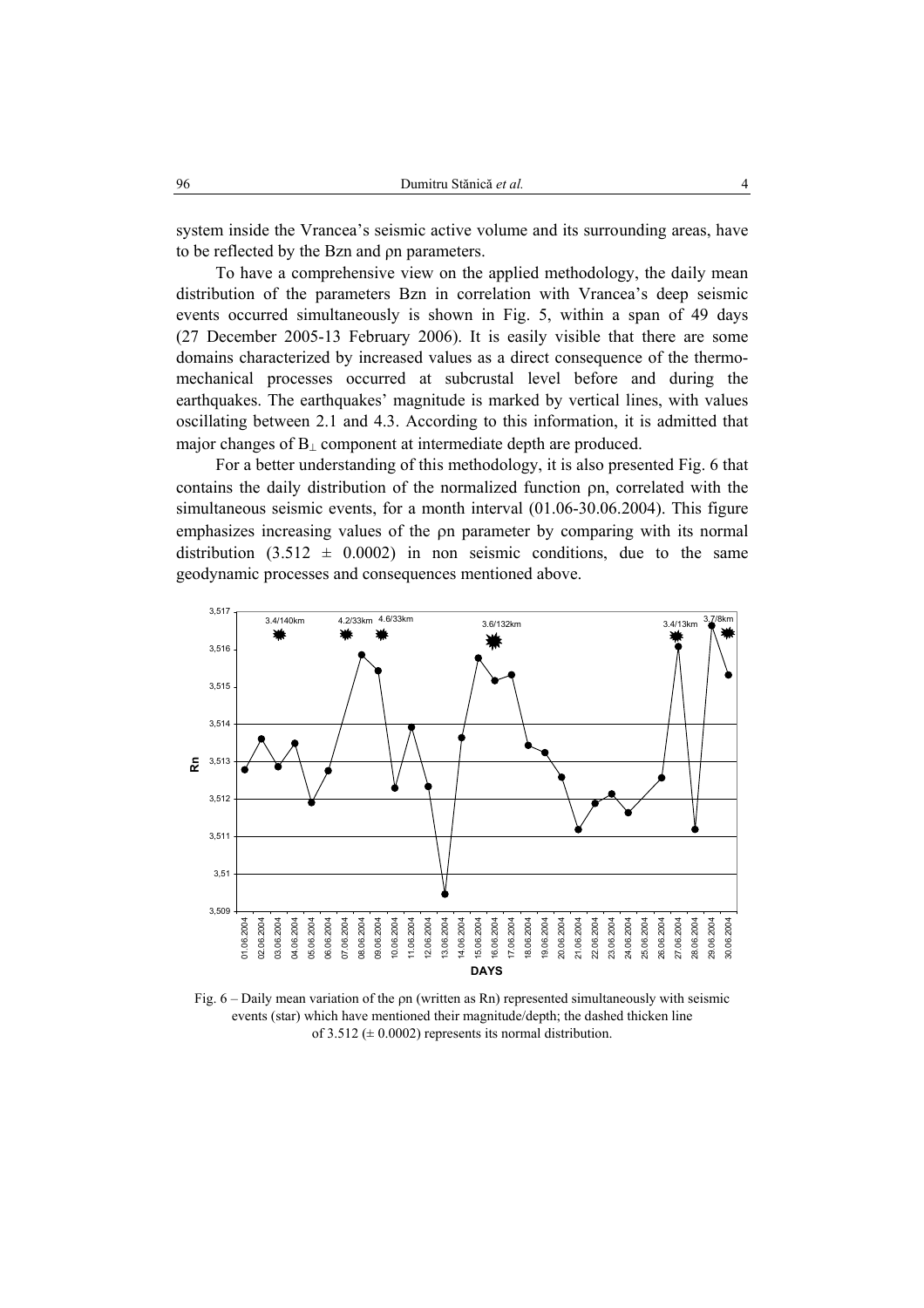system inside the Vrancea's seismic active volume and its surrounding areas, have to be reflected by the Bzn and ρn parameters.

To have a comprehensive view on the applied methodology, the daily mean distribution of the parameters Bzn in correlation with Vrancea's deep seismic events occurred simultaneously is shown in Fig. 5, within a span of 49 days (27 December 2005-13 February 2006). It is easily visible that there are some domains characterized by increased values as a direct consequence of the thermo-mechanical processes occurred at subcrustal level before and during the earthquakes. The earthquakes' magnitude is marked by vertical lines, with values oscillating between 2.1 and 4.3. According to this information, it is admitted that major changes of $B_{\perp}$ component at intermediate depth are produced.

For a better understanding of this methodology, it is also presented Fig. 6 that contains the daily distribution of the normalized function ρn, correlated with the simultaneous seismic events, for a month interval (01.06-30.06.2004). This figure emphasizes increasing values of the ρn parameter by comparing with its normal distribution ($3.512 \pm 0.0002$) in non seismic conditions, due to the same geodynamic processes and consequences mentioned above.

Fig. 6 – Daily mean variation of the ρn (written as Rn) represented simultaneously with seismic events (star) which have mentioned their magnitude/depth; the dashed thicken line of 3.512 (± 0.0002) represents its normal distribution.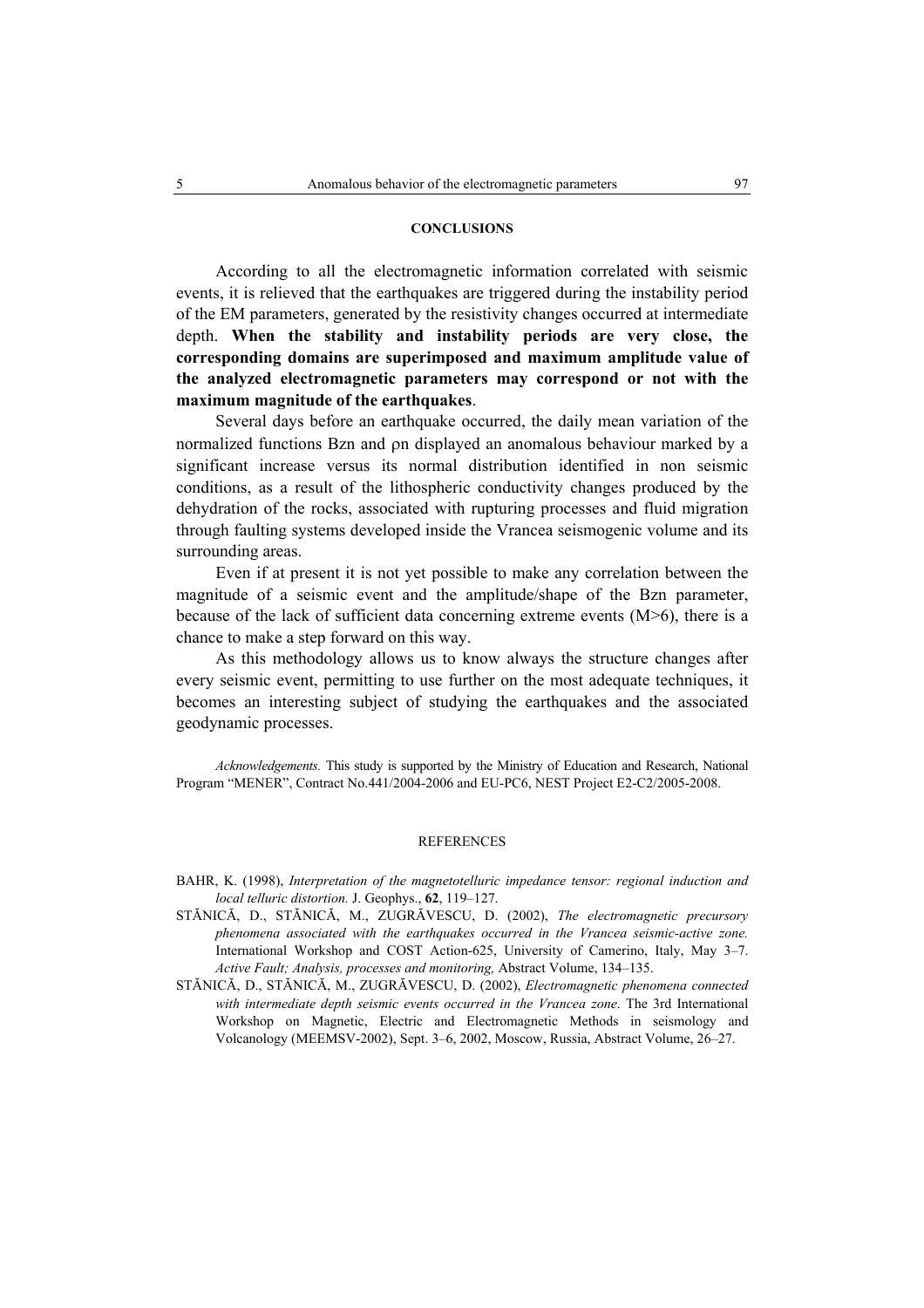## CONCLUSIONS

According to all the electromagnetic information correlated with seismic events, it is relieved that the earthquakes are triggered during the instability period of the EM parameters, generated by the resistivity changes occurred at intermediate depth. **When the stability and instability periods are very close, the corresponding domains are superimposed and maximum amplitude value of the analyzed electromagnetic parameters may correspond or not with the maximum magnitude of the earthquakes**.

Several days before an earthquake occurred, the daily mean variation of the normalized functions Bzn and ρn displayed an anomalous behaviour marked by a significant increase versus its normal distribution identified in non seismic conditions, as a result of the lithospheric conductivity changes produced by the dehydration of the rocks, associated with rupturing processes and fluid migration through faulting systems developed inside the Vrancea seismogenic volume and its surrounding areas.

Even if at present it is not yet possible to make any correlation between the magnitude of a seismic event and the amplitude/shape of the Bzn parameter, because of the lack of sufficient data concerning extreme events (M>6), there is a chance to make a step forward on this way.

As this methodology allows us to know always the structure changes after every seismic event, permitting to use further on the most adequate techniques, it becomes an interesting subject of studying the earthquakes and the associated geodynamic processes.

*Acknowledgements.* This study is supported by the Ministry of Education and Research, National Program "MENER", Contract No.441/2004-2006 and EU-PC6, NEST Project E2-C2/2005-2008.

## REFERENCES

BAHR, K. (1998), *Interpretation of the magnetotelluric impedance tensor: regional induction and local telluric distortion.* J. Geophys., **62**, 119–127.

STĂNICĂ, D., STĂNICĂ, M., ZUGRĂVESCU, D. (2002), *The electromagnetic precursory phenomena associated with the earthquakes occurred in the Vrancea seismic-active zone.* International Workshop and COST Action-625, University of Camerino, Italy, May 3–7. *Active Fault; Analysis, processes and monitoring,* Abstract Volume, 134–135.

STĂNICĂ, D., STĂNICĂ, M., ZUGRĂVESCU, D. (2002), *Electromagnetic phenomena connected with intermediate depth seismic events occurred in the Vrancea zone*. The 3rd International Workshop on Magnetic, Electric and Electromagnetic Methods in seismology and Volcanology (MEEMSV-2002), Sept. 3–6, 2002, Moscow, Russia, Abstract Volume, 26–27.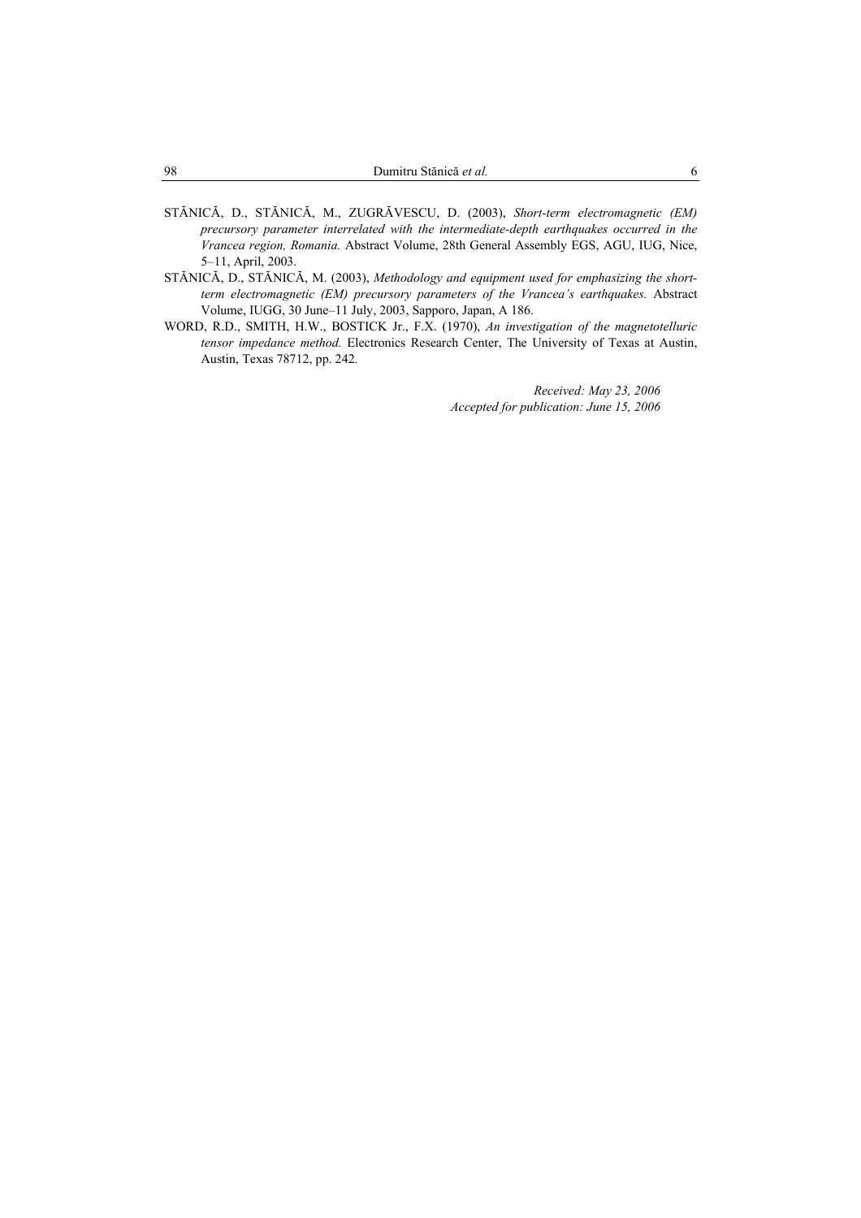STĂNICĂ, D., STĂNICĂ, M., ZUGRĂVESCU, D. (2003), *Short-term electromagnetic (EM) precursory parameter interrelated with the intermediate-depth earthquakes occurred in the Vrancea region, Romania.* Abstract Volume, 28th General Assembly EGS, AGU, IUG, Nice, 5–11, April, 2003.

STĂNICĂ, D., STĂNICĂ, M. (2003), *Methodology and equipment used for emphasizing the short-term electromagnetic (EM) precursory parameters of the Vrancea's earthquakes.* Abstract Volume, IUGG, 30 June–11 July, 2003, Sapporo, Japan, A 186.

WORD, R.D., SMITH, H.W., BOSTICK Jr., F.X. (1970), *An investigation of the magnetotelluric tensor impedance method.* Electronics Research Center, The University of Texas at Austin, Austin, Texas 78712, pp. 242.

*Received: May 23, 2006*
*Accepted for publication: June 15, 2006*